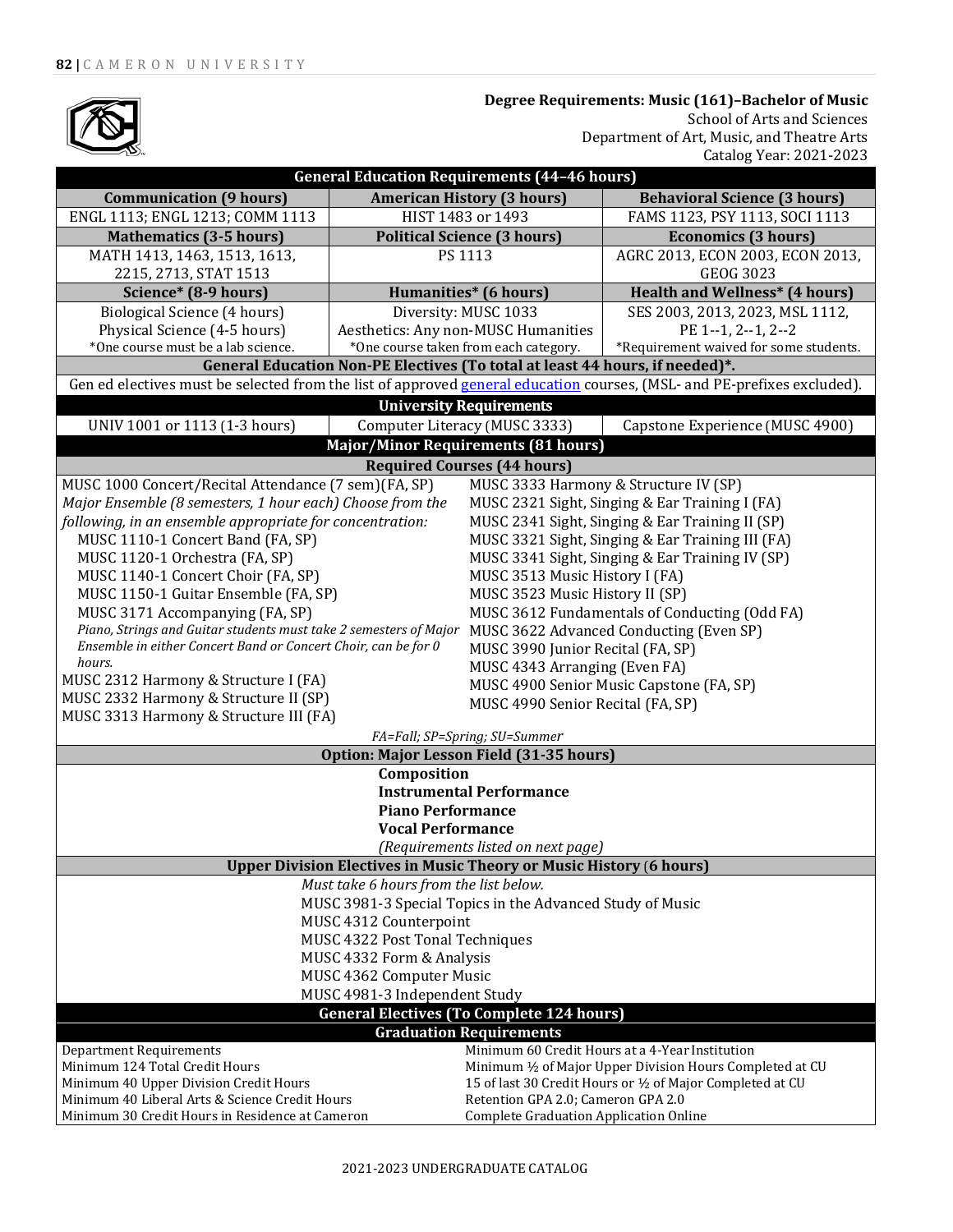**Degree Requirements: Music (161)–Bachelor of Music**
School of Arts and Sciences
Department of Art, Music, and Theatre Arts
Catalog Year: 2021-2023

## General Education Requirements (44–46 hours)

| Communication (9 hours) | American History (3 hours) | Behavioral Science (3 hours) |
|---|---|---|
| ENGL 1113; ENGL 1213; COMM 1113 | HIST 1483 or 1493 | FAMS 1123, PSY 1113, SOCI 1113 |
| **Mathematics (3-5 hours)** | **Political Science (3 hours)** | **Economics (3 hours)** |
| MATH 1413, 1463, 1513, 1613, 2215, 2713, STAT 1513 | PS 1113 | AGRC 2013, ECON 2003, ECON 2013, GEOG 3023 |
| **Science* (8-9 hours)** | **Humanities* (6 hours)** | **Health and Wellness* (4 hours)** |
| Biological Science (4 hours)<br>Physical Science (4-5 hours)<br>*One course must be a lab science. | Diversity: MUSC 1033<br>Aesthetics: Any non-MUSC Humanities<br>*One course taken from each category. | SES 2003, 2013, 2023, MSL 1112, PE 1--1, 2--1, 2--2<br>*Requirement waived for some students. |

**General Education Non-PE Electives (To total at least 44 hours, if needed)*.**

Gen ed electives must be selected from the list of approved general education courses, (MSL- and PE-prefixes excluded).

## University Requirements

| UNIV 1001 or 1113 (1-3 hours) | Computer Literacy (MUSC 3333) | Capstone Experience (MUSC 4900) |
|---|---|---|

## Major/Minor Requirements (81 hours)

### Required Courses (44 hours)

- MUSC 1000 Concert/Recital Attendance (7 sem)(FA, SP)
- *Major Ensemble (8 semesters, 1 hour each) Choose from the following, in an ensemble appropriate for concentration:*
  - MUSC 1110-1 Concert Band (FA, SP)
  - MUSC 1120-1 Orchestra (FA, SP)
  - MUSC 1140-1 Concert Choir (FA, SP)
  - MUSC 1150-1 Guitar Ensemble (FA, SP)
  - MUSC 3171 Accompanying (FA, SP)
  - *Piano, Strings and Guitar students must take 2 semesters of Major Ensemble in either Concert Band or Concert Choir, can be for 0 hours.*
- MUSC 2312 Harmony & Structure I (FA)
- MUSC 2332 Harmony & Structure II (SP)
- MUSC 3313 Harmony & Structure III (FA)
- MUSC 3333 Harmony & Structure IV (SP)
- MUSC 2321 Sight, Singing & Ear Training I (FA)
- MUSC 2341 Sight, Singing & Ear Training II (SP)
- MUSC 3321 Sight, Singing & Ear Training III (FA)
- MUSC 3341 Sight, Singing & Ear Training IV (SP)
- MUSC 3513 Music History I (FA)
- MUSC 3523 Music History II (SP)
- MUSC 3612 Fundamentals of Conducting (Odd FA)
- MUSC 3622 Advanced Conducting (Even SP)
- MUSC 3990 Junior Recital (FA, SP)
- MUSC 4343 Arranging (Even FA)
- MUSC 4900 Senior Music Capstone (FA, SP)
- MUSC 4990 Senior Recital (FA, SP)

*FA=Fall; SP=Spring; SU=Summer*

### Option: Major Lesson Field (31-35 hours)

**Composition**
**Instrumental Performance**
**Piano Performance**
**Vocal Performance**

*(Requirements listed on next page)*

### Upper Division Electives in Music Theory or Music History (6 hours)

*Must take 6 hours from the list below.*

- MUSC 3981-3 Special Topics in the Advanced Study of Music
- MUSC 4312 Counterpoint
- MUSC 4322 Post Tonal Techniques
- MUSC 4332 Form & Analysis
- MUSC 4362 Computer Music
- MUSC 4981-3 Independent Study

## General Electives (To Complete 124 hours)

## Graduation Requirements

| | |
|---|---|
| Department Requirements | Minimum 60 Credit Hours at a 4-Year Institution |
| Minimum 124 Total Credit Hours | Minimum ½ of Major Upper Division Hours Completed at CU |
| Minimum 40 Upper Division Credit Hours | 15 of last 30 Credit Hours or ½ of Major Completed at CU |
| Minimum 40 Liberal Arts & Science Credit Hours | Retention GPA 2.0; Cameron GPA 2.0 |
| Minimum 30 Credit Hours in Residence at Cameron | Complete Graduation Application Online |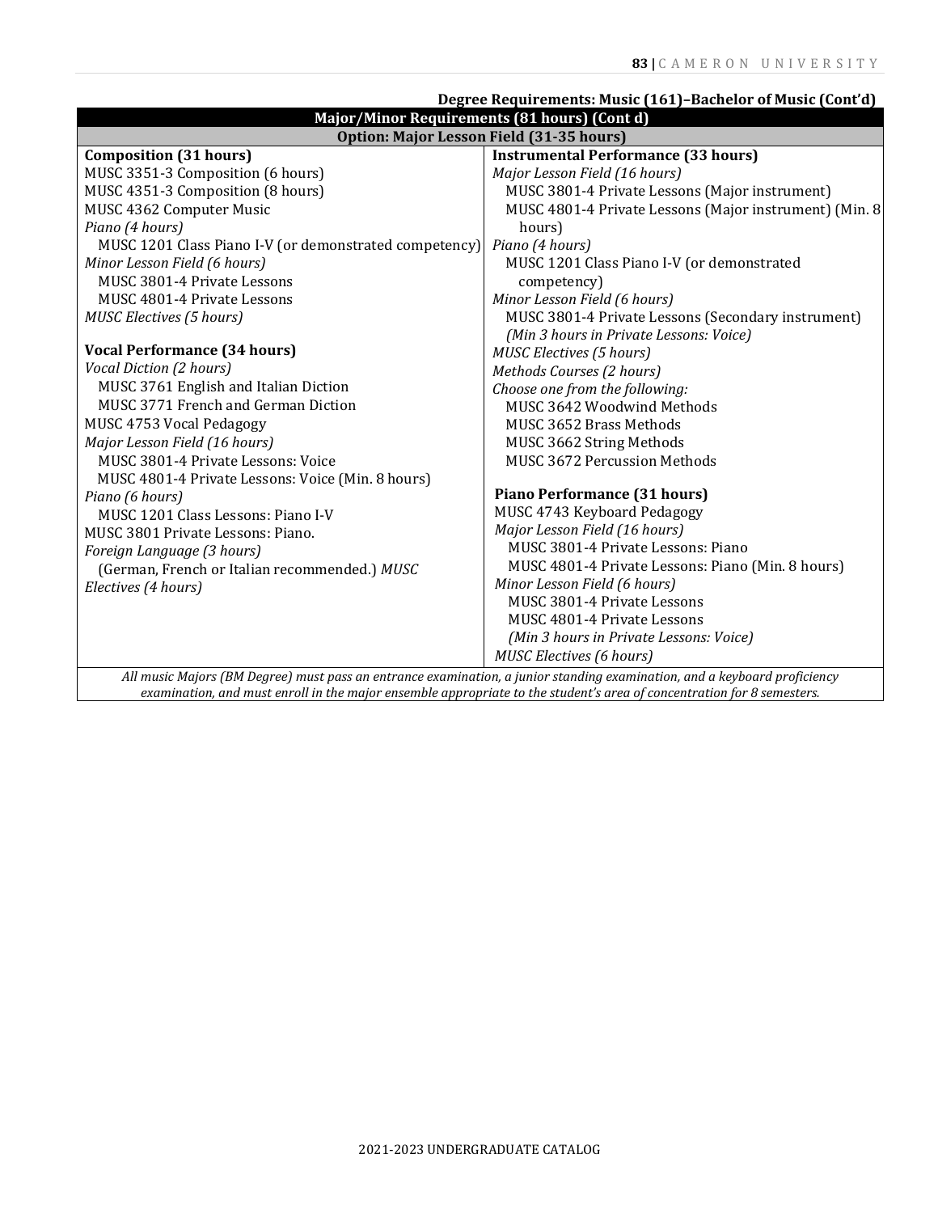**Degree Requirements: Music (161)–Bachelor of Music (Cont'd)**

## Major/Minor Requirements (81 hours) (Cont d)

### Option: Major Lesson Field (31-35 hours)

**Composition (31 hours)**

MUSC 3351-3 Composition (6 hours)
MUSC 4351-3 Composition (8 hours)
MUSC 4362 Computer Music
*Piano (4 hours)*
  MUSC 1201 Class Piano I-V (or demonstrated competency)
*Minor Lesson Field (6 hours)*
  MUSC 3801-4 Private Lessons
  MUSC 4801-4 Private Lessons
*MUSC Electives (5 hours)*

**Vocal Performance (34 hours)**

*Vocal Diction (2 hours)*
  MUSC 3761 English and Italian Diction
  MUSC 3771 French and German Diction
MUSC 4753 Vocal Pedagogy
*Major Lesson Field (16 hours)*
  MUSC 3801-4 Private Lessons: Voice
  MUSC 4801-4 Private Lessons: Voice (Min. 8 hours)
*Piano (6 hours)*
  MUSC 1201 Class Lessons: Piano I-V
MUSC 3801 Private Lessons: Piano.
*Foreign Language (3 hours)*
  (German, French or Italian recommended.) *MUSC Electives (4 hours)*

**Instrumental Performance (33 hours)**

*Major Lesson Field (16 hours)*
  MUSC 3801-4 Private Lessons (Major instrument)
  MUSC 4801-4 Private Lessons (Major instrument) (Min. 8 hours)
*Piano (4 hours)*
  MUSC 1201 Class Piano I-V (or demonstrated competency)
*Minor Lesson Field (6 hours)*
  MUSC 3801-4 Private Lessons (Secondary instrument)
  *(Min 3 hours in Private Lessons: Voice)*
*MUSC Electives (5 hours)*
*Methods Courses (2 hours)*
*Choose one from the following:*
  MUSC 3642 Woodwind Methods
  MUSC 3652 Brass Methods
  MUSC 3662 String Methods
  MUSC 3672 Percussion Methods

**Piano Performance (31 hours)**

MUSC 4743 Keyboard Pedagogy
*Major Lesson Field (16 hours)*
  MUSC 3801-4 Private Lessons: Piano
  MUSC 4801-4 Private Lessons: Piano (Min. 8 hours)
*Minor Lesson Field (6 hours)*
  MUSC 3801-4 Private Lessons
  MUSC 4801-4 Private Lessons
  *(Min 3 hours in Private Lessons: Voice)*
*MUSC Electives (6 hours)*

*All music Majors (BM Degree) must pass an entrance examination, a junior standing examination, and a keyboard proficiency examination, and must enroll in the major ensemble appropriate to the student's area of concentration for 8 semesters.*